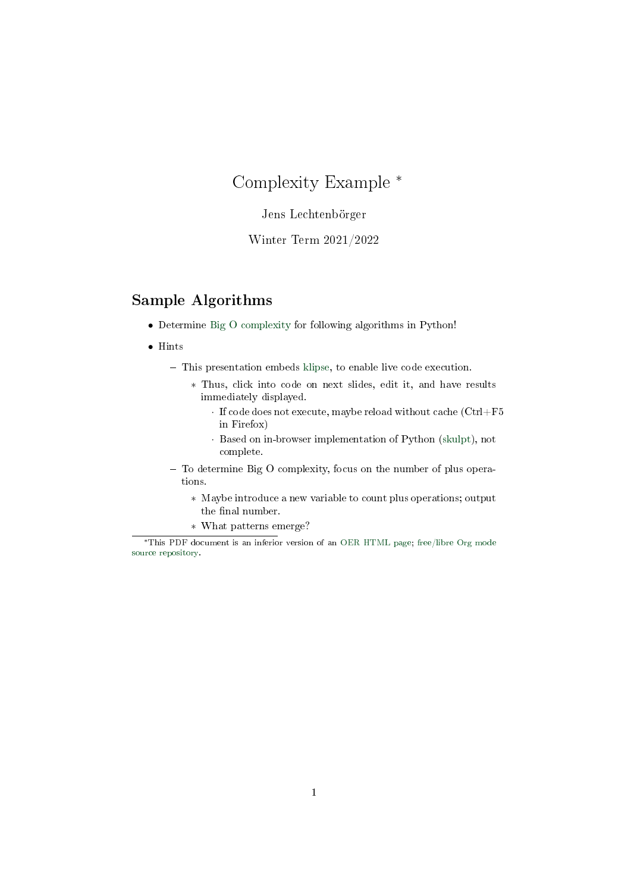# Complexity Example *

Jens Lechtenbörger

Winter Term 2021/2022

## Sample Algorithms

- Determine Big O complexity for following algorithms in Python!
- Hints
  - This presentation embeds klipse, to enable live code execution.
    - Thus, click into code on next slides, edit it, and have results immediately displayed.
      - If code does not execute, maybe reload without cache (Ctrl+F5 in Firefox)
      - Based on in-browser implementation of Python (skulpt), not complete.
  - To determine Big O complexity, focus on the number of plus operations.
    - Maybe introduce a new variable to count plus operations; output the final number.
    - What patterns emerge?

*This PDF document is an inferior version of an OER HTML page; free/libre Org mode source repository.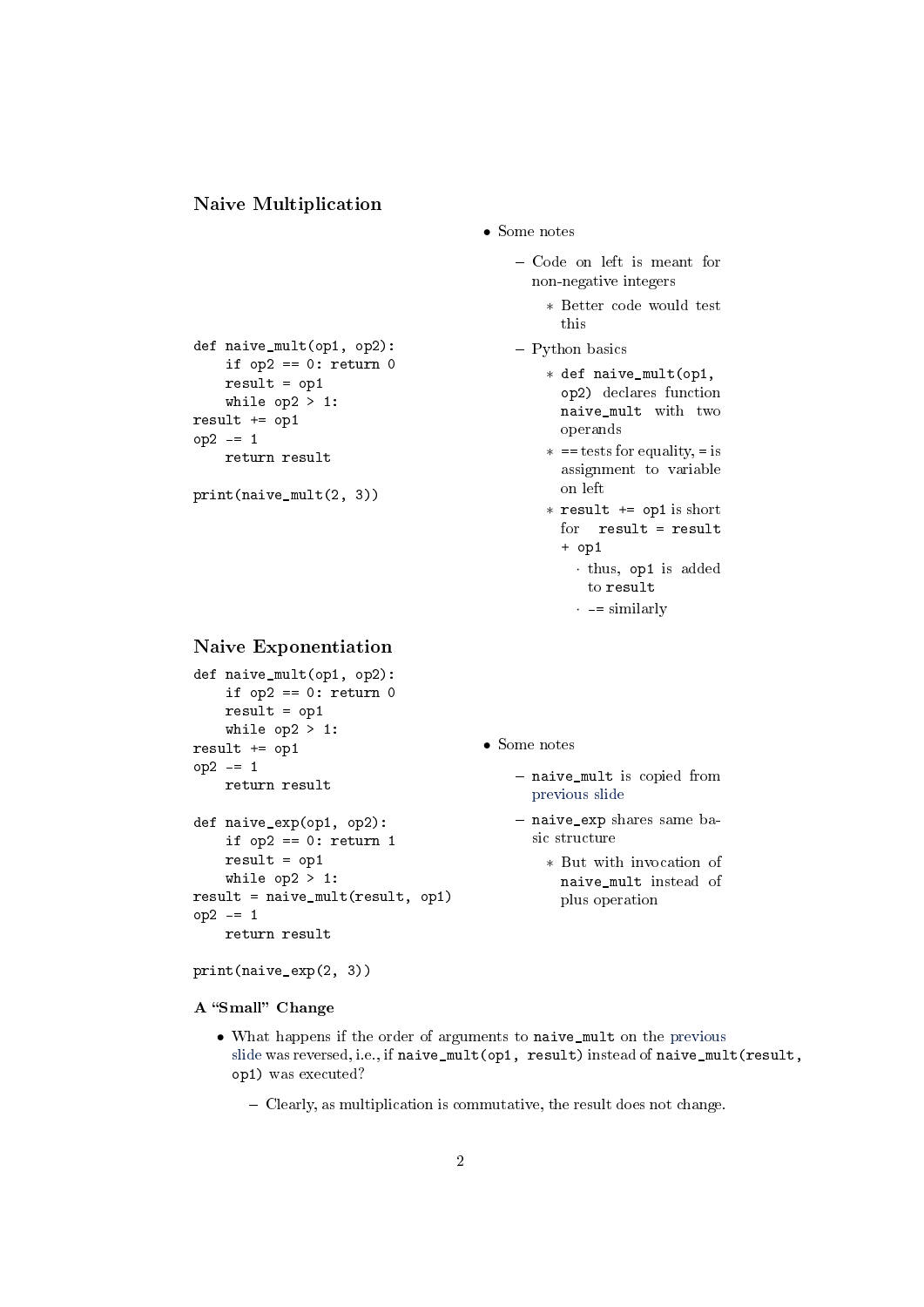## Naive Multiplication

```
def naive_mult(op1, op2):
    if op2 == 0: return 0
    result = op1
    while op2 > 1:
result += op1
op2 -= 1
    return result

print(naive_mult(2, 3))
```

- Some notes
  - Code on left is meant for non-negative integers
    - Better code would test this
  - Python basics
    - `def naive_mult(op1, op2)` declares function `naive_mult` with two operands
    - `==` tests for equality, `=` is assignment to variable on left
    - `result += op1` is short for `result = result + op1`
      - thus, `op1` is added to `result`
      - `-=` similarly

## Naive Exponentiation

```
def naive_mult(op1, op2):
    if op2 == 0: return 0
    result = op1
    while op2 > 1:
result += op1
op2 -= 1
    return result

def naive_exp(op1, op2):
    if op2 == 0: return 1
    result = op1
    while op2 > 1:
result = naive_mult(result, op1)
op2 -= 1
    return result

print(naive_exp(2, 3))
```

- Some notes
  - `naive_mult` is copied from previous slide
  - `naive_exp` shares same basic structure
    - But with invocation of `naive_mult` instead of plus operation

### A "Small" Change

- What happens if the order of arguments to `naive_mult` on the previous slide was reversed, i.e., if `naive_mult(op1, result)` instead of `naive_mult(result, op1)` was executed?
  - Clearly, as multiplication is commutative, the result does not change.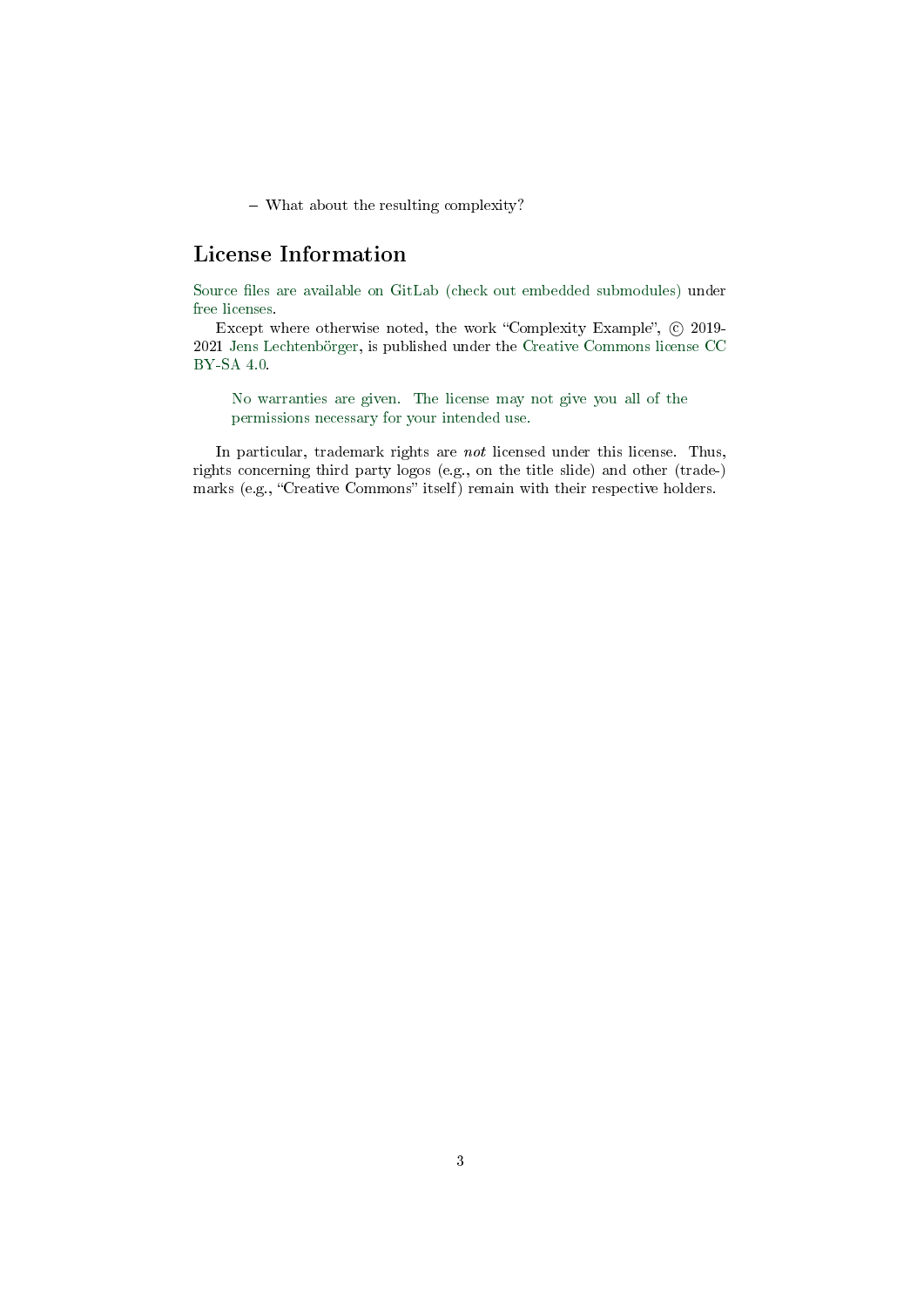- What about the resulting complexity?

# License Information

Source files are available on GitLab (check out embedded submodules) under free licenses.

Except where otherwise noted, the work "Complexity Example", © 2019-2021 Jens Lechtenbörger, is published under the Creative Commons license CC BY-SA 4.0.

> No warranties are given. The license may not give you all of the permissions necessary for your intended use.

In particular, trademark rights are *not* licensed under this license. Thus, rights concerning third party logos (e.g., on the title slide) and other (trade-) marks (e.g., "Creative Commons" itself) remain with their respective holders.